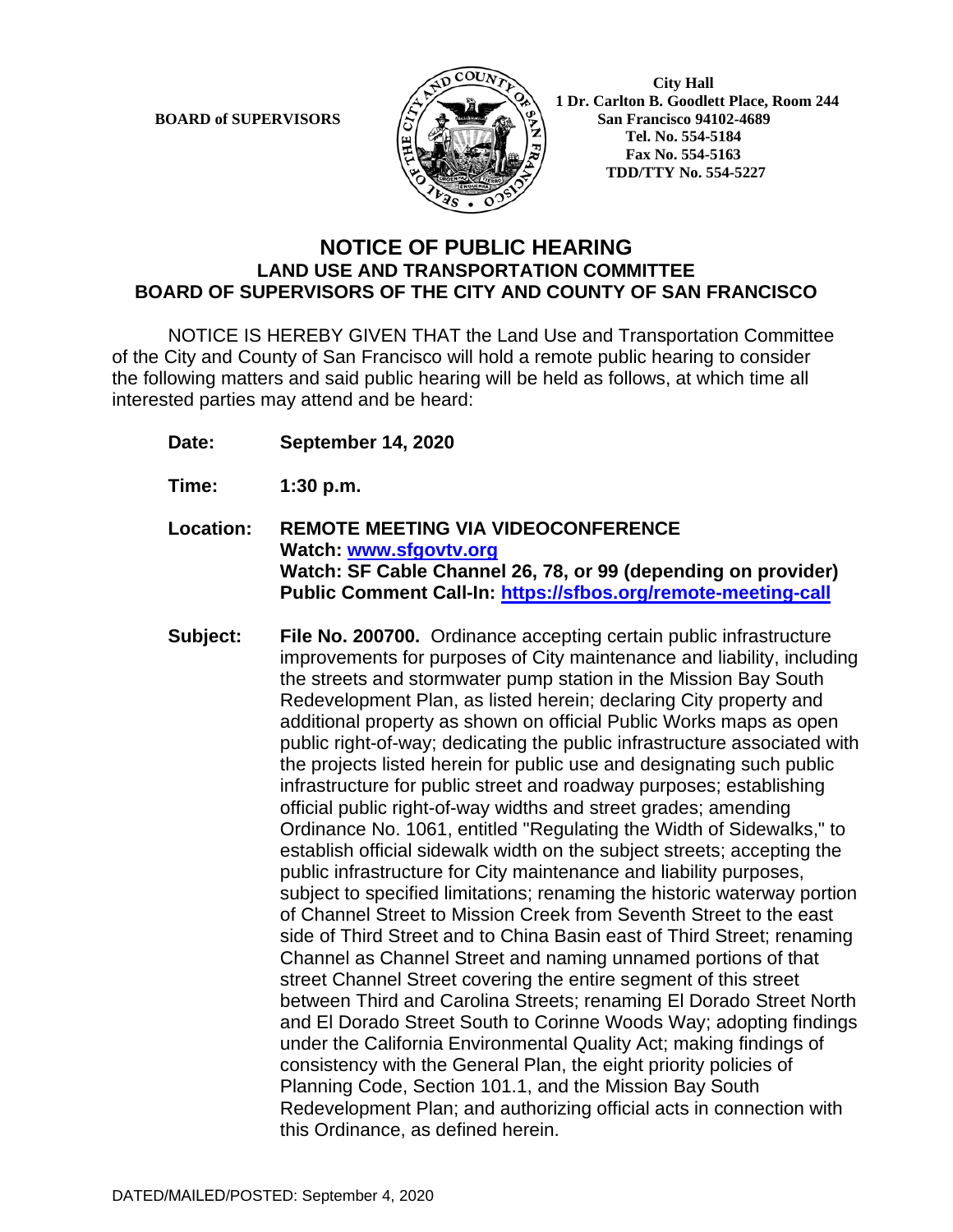BOARD of SUPERVISORS

City Hall
1 Dr. Carlton B. Goodlett Place, Room 244
San Francisco 94102-4689
Tel. No. 554-5184
Fax No. 554-5163
TDD/TTY No. 554-5227

# NOTICE OF PUBLIC HEARING
## LAND USE AND TRANSPORTATION COMMITTEE
## BOARD OF SUPERVISORS OF THE CITY AND COUNTY OF SAN FRANCISCO

NOTICE IS HEREBY GIVEN THAT the Land Use and Transportation Committee of the City and County of San Francisco will hold a remote public hearing to consider the following matters and said public hearing will be held as follows, at which time all interested parties may attend and be heard:

**Date:** **September 14, 2020**

**Time:** **1:30 p.m.**

**Location:** **REMOTE MEETING VIA VIDEOCONFERENCE**
**Watch: [www.sfgovtv.org](www.sfgovtv.org)**
**Watch: SF Cable Channel 26, 78, or 99 (depending on provider)**
**Public Comment Call-In: [https://sfbos.org/remote-meeting-call](https://sfbos.org/remote-meeting-call)**

**Subject:** **File No. 200700.** Ordinance accepting certain public infrastructure improvements for purposes of City maintenance and liability, including the streets and stormwater pump station in the Mission Bay South Redevelopment Plan, as listed herein; declaring City property and additional property as shown on official Public Works maps as open public right-of-way; dedicating the public infrastructure associated with the projects listed herein for public use and designating such public infrastructure for public street and roadway purposes; establishing official public right-of-way widths and street grades; amending Ordinance No. 1061, entitled "Regulating the Width of Sidewalks," to establish official sidewalk width on the subject streets; accepting the public infrastructure for City maintenance and liability purposes, subject to specified limitations; renaming the historic waterway portion of Channel Street to Mission Creek from Seventh Street to the east side of Third Street and to China Basin east of Third Street; renaming Channel as Channel Street and naming unnamed portions of that street Channel Street covering the entire segment of this street between Third and Carolina Streets; renaming El Dorado Street North and El Dorado Street South to Corinne Woods Way; adopting findings under the California Environmental Quality Act; making findings of consistency with the General Plan, the eight priority policies of Planning Code, Section 101.1, and the Mission Bay South Redevelopment Plan; and authorizing official acts in connection with this Ordinance, as defined herein.

DATED/MAILED/POSTED: September 4, 2020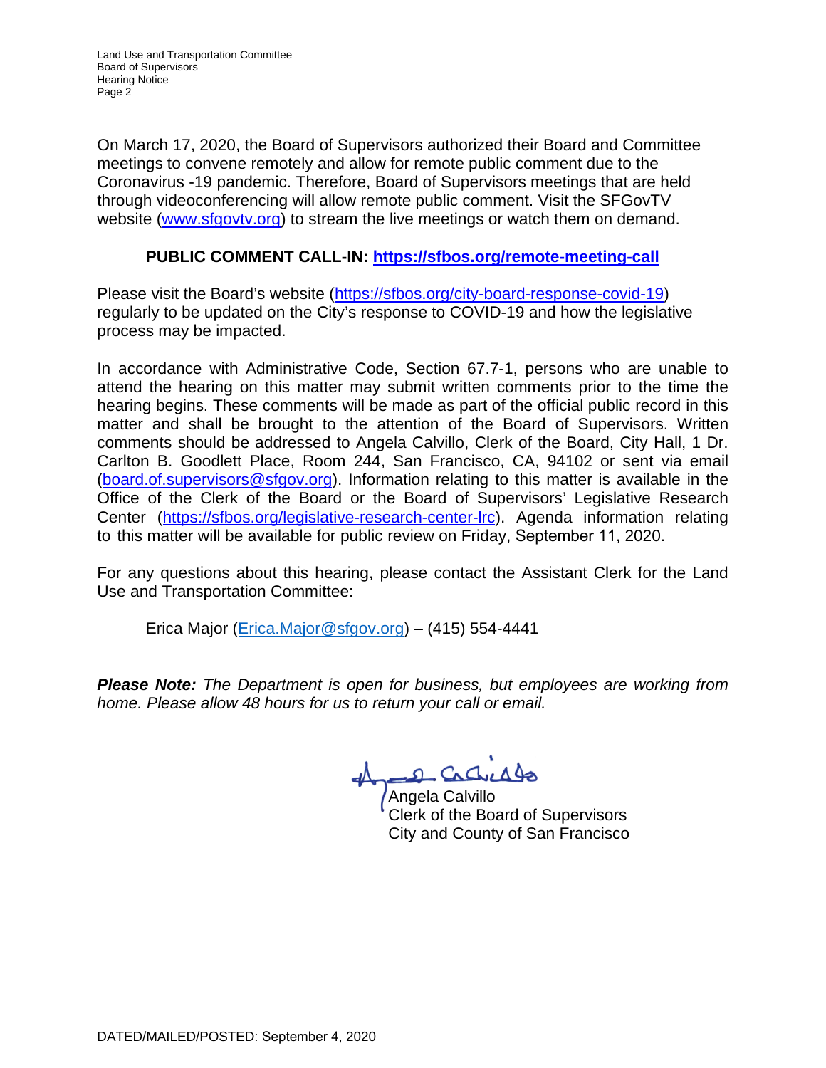On March 17, 2020, the Board of Supervisors authorized their Board and Committee meetings to convene remotely and allow for remote public comment due to the Coronavirus -19 pandemic. Therefore, Board of Supervisors meetings that are held through videoconferencing will allow remote public comment. Visit the SFGovTV website (www.sfgovtv.org) to stream the live meetings or watch them on demand.

**PUBLIC COMMENT CALL-IN: https://sfbos.org/remote-meeting-call**

Please visit the Board's website (https://sfbos.org/city-board-response-covid-19) regularly to be updated on the City's response to COVID-19 and how the legislative process may be impacted.

In accordance with Administrative Code, Section 67.7-1, persons who are unable to attend the hearing on this matter may submit written comments prior to the time the hearing begins. These comments will be made as part of the official public record in this matter and shall be brought to the attention of the Board of Supervisors. Written comments should be addressed to Angela Calvillo, Clerk of the Board, City Hall, 1 Dr. Carlton B. Goodlett Place, Room 244, San Francisco, CA, 94102 or sent via email (board.of.supervisors@sfgov.org). Information relating to this matter is available in the Office of the Clerk of the Board or the Board of Supervisors' Legislative Research Center (https://sfbos.org/legislative-research-center-lrc). Agenda information relating to this matter will be available for public review on Friday, September 11, 2020.

For any questions about this hearing, please contact the Assistant Clerk for the Land Use and Transportation Committee:

Erica Major (Erica.Major@sfgov.org) – (415) 554-4441

***Please Note:*** *The Department is open for business, but employees are working from home. Please allow 48 hours for us to return your call or email.*

Angela Calvillo
Clerk of the Board of Supervisors
City and County of San Francisco

DATED/MAILED/POSTED: September 4, 2020